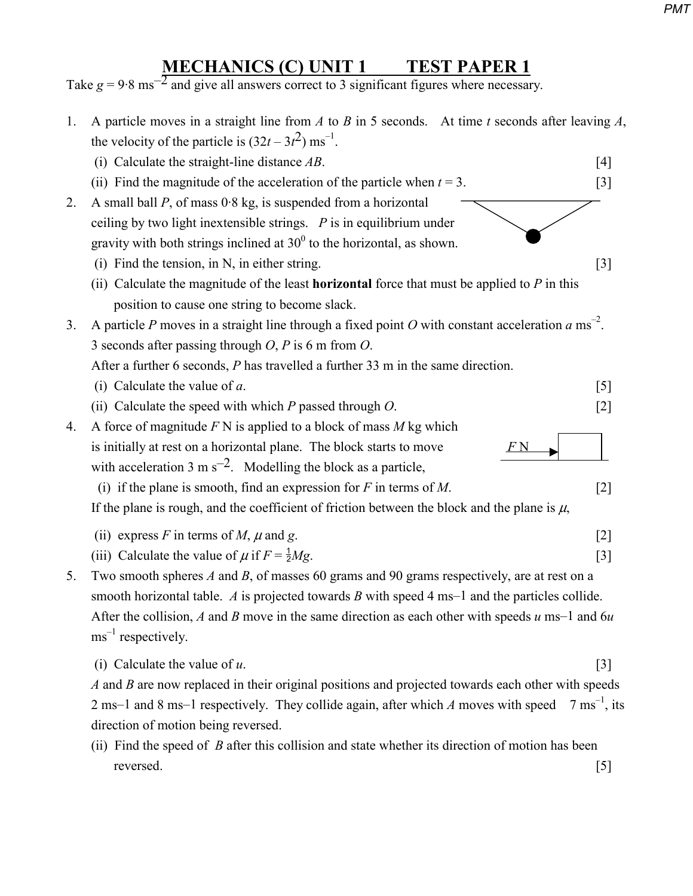# MECHANICS (C) UNIT 1 TEST PAPER 1

Take $g = 9{\cdot}8$ ms$^{-2}$ and give all answers correct to 3 significant figures where necessary.

1. A particle moves in a straight line from $A$ to $B$ in 5 seconds. At time $t$ seconds after leaving $A$, the velocity of the particle is $(32t - 3t^2)$ ms$^{-1}$.
   (i) Calculate the straight-line distance $AB$. [4]
   (ii) Find the magnitude of the acceleration of the particle when $t = 3$. [3]

2. A small ball $P$, of mass 0·8 kg, is suspended from a horizontal ceiling by two light inextensible strings. $P$ is in equilibrium under gravity with both strings inclined at $30^0$ to the horizontal, as shown.
   (i) Find the tension, in N, in either string. [3]
   (ii) Calculate the magnitude of the least **horizontal** force that must be applied to $P$ in this position to cause one string to become slack.

3. A particle $P$ moves in a straight line through a fixed point $O$ with constant acceleration $a$ ms$^{-2}$.
   3 seconds after passing through $O$, $P$ is 6 m from $O$.
   After a further 6 seconds, $P$ has travelled a further 33 m in the same direction.
   (i) Calculate the value of $a$. [5]
   (ii) Calculate the speed with which $P$ passed through $O$. [2]

4. A force of magnitude $F$ N is applied to a block of mass $M$ kg which is initially at rest on a horizontal plane. The block starts to move with acceleration 3 m s$^{-2}$. Modelling the block as a particle,
   (i) if the plane is smooth, find an expression for $F$ in terms of $M$. [2]
   If the plane is rough, and the coefficient of friction between the block and the plane is $\mu$,
   (ii) express $F$ in terms of $M$, $\mu$ and $g$. [2]
   (iii) Calculate the value of $\mu$ if $F = \frac{1}{2}Mg$. [3]

5. Two smooth spheres $A$ and $B$, of masses 60 grams and 90 grams respectively, are at rest on a smooth horizontal table. $A$ is projected towards $B$ with speed 4 ms–1 and the particles collide. After the collision, $A$ and $B$ move in the same direction as each other with speeds $u$ ms–1 and $6u$ ms$^{-1}$ respectively.
   (i) Calculate the value of $u$. [3]
   $A$ and $B$ are now replaced in their original positions and projected towards each other with speeds 2 ms–1 and 8 ms–1 respectively. They collide again, after which $A$ moves with speed 7 ms$^{-1}$, its direction of motion being reversed.
   (ii) Find the speed of $B$ after this collision and state whether its direction of motion has been reversed. [5]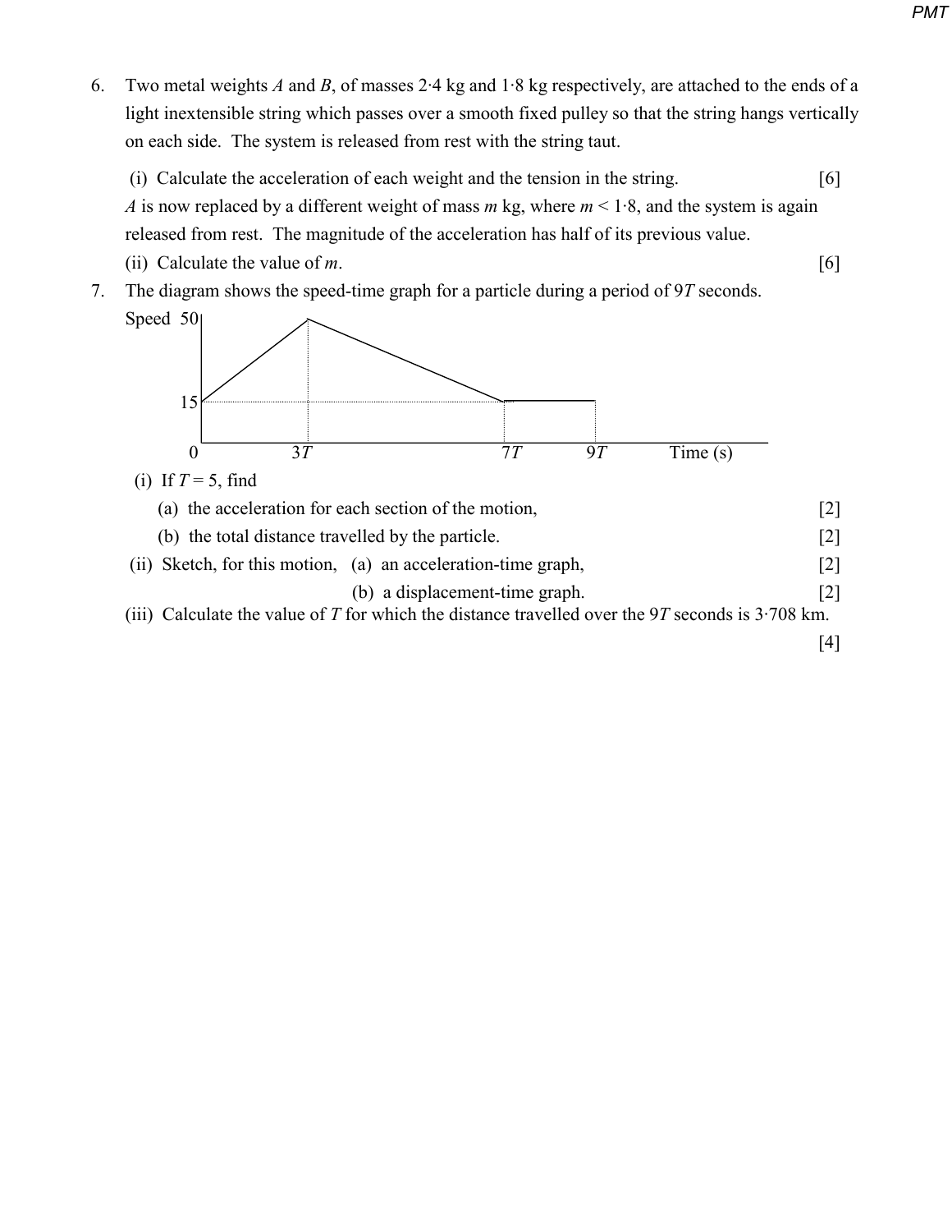6. Two metal weights $A$ and $B$, of masses 2·4 kg and 1·8 kg respectively, are attached to the ends of a light inextensible string which passes over a smooth fixed pulley so that the string hangs vertically on each side. The system is released from rest with the string taut.

   (i) Calculate the acceleration of each weight and the tension in the string. [6]

   $A$ is now replaced by a different weight of mass $m$ kg, where $m < 1{\cdot}8$, and the system is again released from rest. The magnitude of the acceleration has half of its previous value.

   (ii) Calculate the value of $m$. [6]

7. The diagram shows the speed-time graph for a particle during a period of $9T$ seconds.

   Speed 50

   15

   0 $3T$ $7T$ $9T$ Time (s)

   (i) If $T = 5$, find

   (a) the acceleration for each section of the motion, [2]

   (b) the total distance travelled by the particle. [2]

   (ii) Sketch, for this motion, (a) an acceleration-time graph, [2]

   (b) a displacement-time graph. [2]

   (iii) Calculate the value of $T$ for which the distance travelled over the $9T$ seconds is 3·708 km. [4]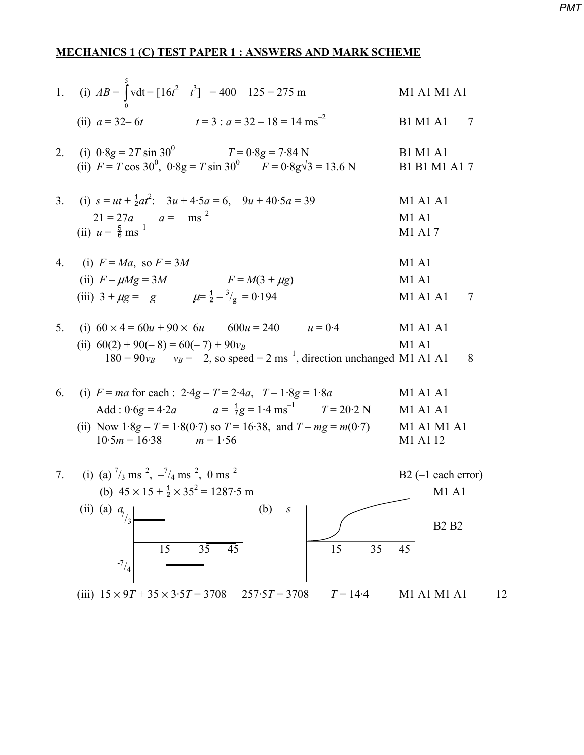## MECHANICS 1 (C) TEST PAPER 1 : ANSWERS AND MARK SCHEME

1. (i) $AB = \int_0^5 v\,dt = [16t^2 - t^3] = 400 - 125 = 275$ m    M1 A1 M1 A1

   (ii) $a = 32 - 6t$    $t = 3 : a = 32 - 18 = 14$ ms$^{-2}$    B1 M1 A1    7

2. (i) $0{\cdot}8g = 2T \sin 30^0$    $T = 0{\cdot}8g = 7{\cdot}84$ N    B1 M1 A1

   (ii) $F = T \cos 30^0$, $0{\cdot}8g = T \sin 30^0$    $F = 0{\cdot}8g\sqrt{3} = 13.6$ N    B1 B1 M1 A1 7

3. (i) $s = ut + \frac{1}{2}at^2$:  $3u + 4{\cdot}5a = 6$,  $9u + 40{\cdot}5a = 39$    M1 A1 A1

   $21 = 27a$    $a =$  ms$^{-2}$    M1 A1

   (ii) $u = \frac{5}{6}$ ms$^{-1}$    M1 A1 7

4. (i) $F = Ma$, so $F = 3M$    M1 A1

   (ii) $F - \mu Mg = 3M$    $F = M(3 + \mu g)$    M1 A1

   (iii) $3 + \mu g =$  $g$    $\mu = \frac{1}{2} - {}^{3}/_{g} = 0{\cdot}194$    M1 A1 A1    7

5. (i) $60 \times 4 = 60u + 90 \times 6u$    $600u = 240$    $u = 0{\cdot}4$    M1 A1 A1

   (ii) $60(2) + 90(-8) = 60(-7) + 90v_B$    M1 A1

   $-180 = 90v_B$    $v_B = -2$, so speed = 2 ms$^{-1}$, direction unchanged  M1 A1 A1    8

6. (i) $F = ma$ for each : $2{\cdot}4g - T = 2{\cdot}4a$,  $T - 1{\cdot}8g = 1{\cdot}8a$    M1 A1 A1

   Add : $0{\cdot}6g = 4{\cdot}2a$    $a = \frac{1}{7}g = 1{\cdot}4$ ms$^{-1}$    $T = 20{\cdot}2$ N    M1 A1 A1

   (ii) Now $1{\cdot}8g - T = 1{\cdot}8(0{\cdot}7)$ so $T = 16{\cdot}38$, and $T - mg = m(0{\cdot}7)$    M1 A1 M1 A1

   $10{\cdot}5m = 16{\cdot}38$    $m = 1{\cdot}56$    M1 A1 12

7. (i) (a) ${}^{7}/_{3}$ ms$^{-2}$, $-{}^{7}/_{4}$ ms$^{-2}$, 0 ms$^{-2}$    B2 (–1 each error)

   (b) $45 \times 15 + \frac{1}{2} \times 35^2 = 1287{\cdot}5$ m    M1 A1

   (ii) (a)    (b)    B2 B2

   a
   7/3
   -7/4
   15  35  45

   s
   15  35  45

   (iii) $15 \times 9T + 35 \times 3{\cdot}5T = 3708$    $257{\cdot}5T = 3708$    $T = 14{\cdot}4$    M1 A1 M1 A1    12